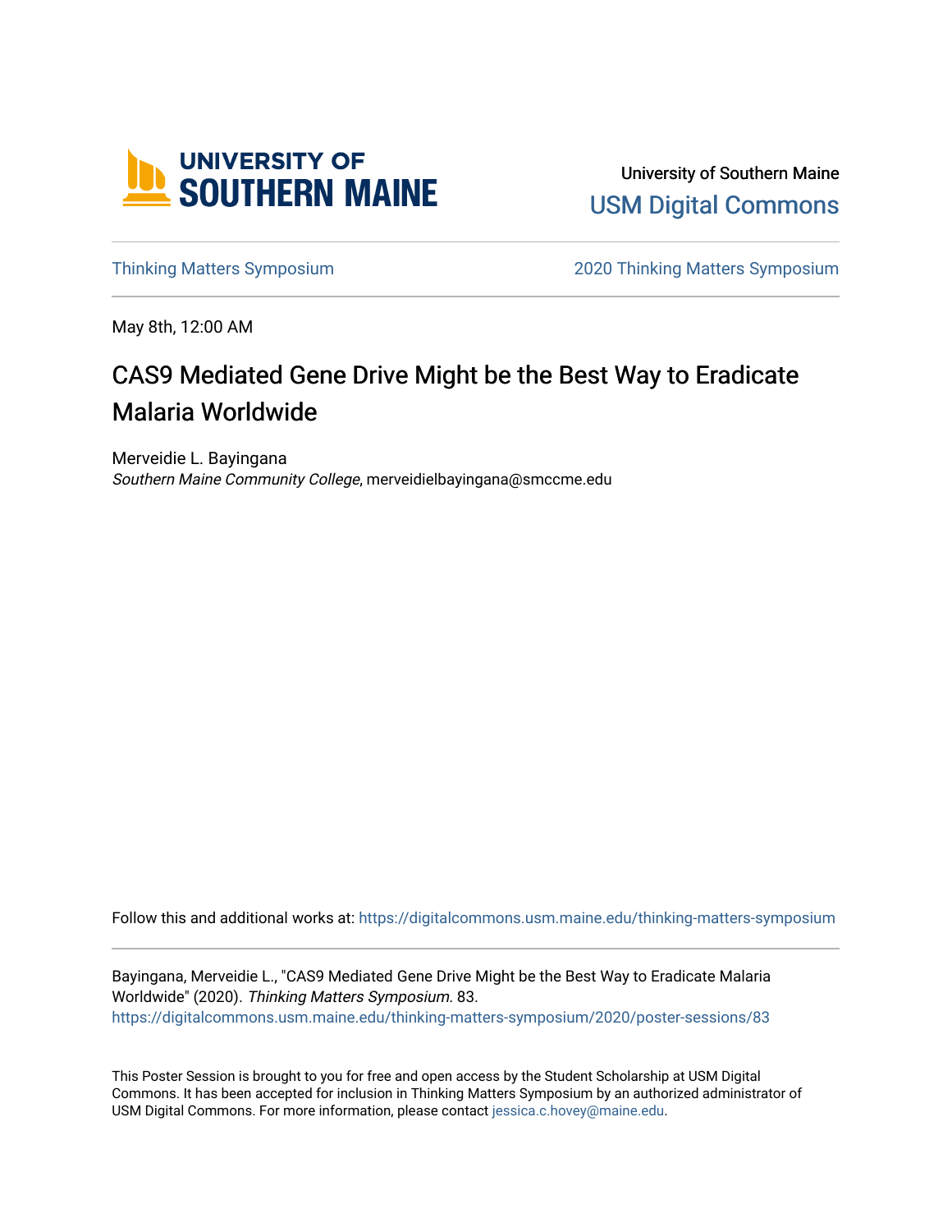University of Southern Maine

USM Digital Commons

Thinking Matters Symposium

2020 Thinking Matters Symposium

May 8th, 12:00 AM

# CAS9 Mediated Gene Drive Might be the Best Way to Eradicate Malaria Worldwide

Merveidie L. Bayingana
*Southern Maine Community College*, merveidielbayingana@smccme.edu

Follow this and additional works at: https://digitalcommons.usm.maine.edu/thinking-matters-symposium

Bayingana, Merveidie L., "CAS9 Mediated Gene Drive Might be the Best Way to Eradicate Malaria Worldwide" (2020). *Thinking Matters Symposium*. 83.
https://digitalcommons.usm.maine.edu/thinking-matters-symposium/2020/poster-sessions/83

This Poster Session is brought to you for free and open access by the Student Scholarship at USM Digital Commons. It has been accepted for inclusion in Thinking Matters Symposium by an authorized administrator of USM Digital Commons. For more information, please contact jessica.c.hovey@maine.edu.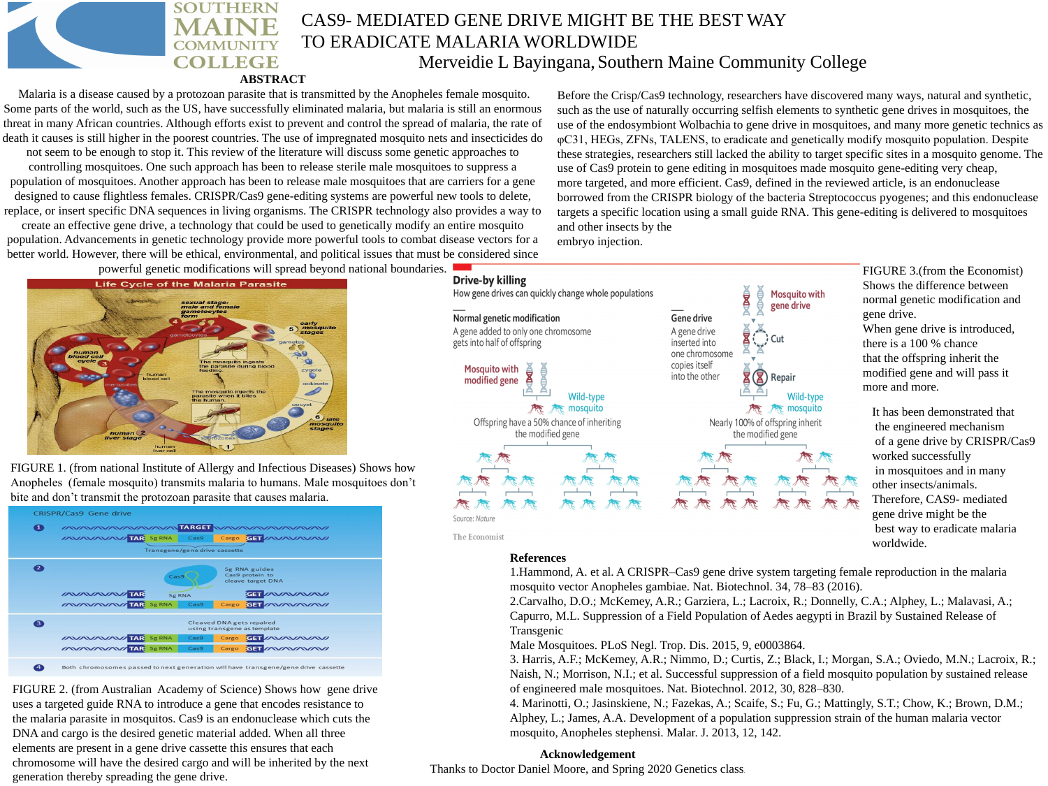# CAS9- MEDIATED GENE DRIVE MIGHT BE THE BEST WAY TO ERADICATE MALARIA WORLDWIDE

Merveidie L Bayingana, Southern Maine Community College

## ABSTRACT

Malaria is a disease caused by a protozoan parasite that is transmitted by the Anopheles female mosquito. Some parts of the world, such as the US, have successfully eliminated malaria, but malaria is still an enormous threat in many African countries. Although efforts exist to prevent and control the spread of malaria, the rate of death it causes is still higher in the poorest countries. The use of impregnated mosquito nets and insecticides do not seem to be enough to stop it. This review of the literature will discuss some genetic approaches to controlling mosquitoes. One such approach has been to release sterile male mosquitoes to suppress a population of mosquitoes. Another approach has been to release male mosquitoes that are carriers for a gene designed to cause flightless females. CRISPR/Cas9 gene-editing systems are powerful new tools to delete, replace, or insert specific DNA sequences in living organisms. The CRISPR technology also provides a way to create an effective gene drive, a technology that could be used to genetically modify an entire mosquito population. Advancements in genetic technology provide more powerful tools to combat disease vectors for a better world. However, there will be ethical, environmental, and political issues that must be considered since powerful genetic modifications will spread beyond national boundaries.

FIGURE 1. (from national Institute of Allergy and Infectious Diseases) Shows how Anopheles (female mosquito) transmits malaria to humans. Male mosquitoes don't bite and don't transmit the protozoan parasite that causes malaria.

FIGURE 2. (from Australian Academy of Science) Shows how gene drive uses a targeted guide RNA to introduce a gene that encodes resistance to the malaria parasite in mosquitos. Cas9 is an endonuclease which cuts the DNA and cargo is the desired genetic material added. When all three elements are present in a gene drive cassette this ensures that each chromosome will have the desired cargo and will be inherited by the next generation thereby spreading the gene drive.

Before the Crisp/Cas9 technology, researchers have discovered many ways, natural and synthetic, such as the use of naturally occurring selfish elements to synthetic gene drives in mosquitoes, the use of the endosymbiont Wolbachia to gene drive in mosquitoes, and many more genetic technics as φC31, HEGs, ZFNs, TALENS, to eradicate and genetically modify mosquito population. Despite these strategies, researchers still lacked the ability to target specific sites in a mosquito genome. The use of Cas9 protein to gene editing in mosquitoes made mosquito gene-editing very cheap, more targeted, and more efficient. Cas9, defined in the reviewed article, is an endonuclease borrowed from the CRISPR biology of the bacteria Streptococcus pyogenes; and this endonuclease targets a specific location using a small guide RNA. This gene-editing is delivered to mosquitoes and other insects by the embryo injection.

FIGURE 3.(from the Economist) Shows the difference between normal genetic modification and gene drive. When gene drive is introduced, there is a 100 % chance that the offspring inherit the modified gene and will pass it more and more.

It has been demonstrated that the engineered mechanism of a gene drive by CRISPR/Cas9 worked successfully in mosquitoes and in many other insects/animals. Therefore, CAS9- mediated gene drive might be the best way to eradicate malaria worldwide.

## References

1.Hammond, A. et al. A CRISPR–Cas9 gene drive system targeting female reproduction in the malaria mosquito vector Anopheles gambiae. Nat. Biotechnol. 34, 78–83 (2016).

2.Carvalho, D.O.; McKemey, A.R.; Garziera, L.; Lacroix, R.; Donnelly, C.A.; Alphey, L.; Malavasi, A.; Capurro, M.L. Suppression of a Field Population of Aedes aegypti in Brazil by Sustained Release of Transgenic Male Mosquitoes. PLoS Negl. Trop. Dis. 2015, 9, e0003864.

3. Harris, A.F.; McKemey, A.R.; Nimmo, D.; Curtis, Z.; Black, I.; Morgan, S.A.; Oviedo, M.N.; Lacroix, R.; Naish, N.; Morrison, N.I.; et al. Successful suppression of a field mosquito population by sustained release of engineered male mosquitoes. Nat. Biotechnol. 2012, 30, 828–830.

4. Marinotti, O.; Jasinskiene, N.; Fazekas, A.; Scaife, S.; Fu, G.; Mattingly, S.T.; Chow, K.; Brown, D.M.; Alphey, L.; James, A.A. Development of a population suppression strain of the human malaria vector mosquito, Anopheles stephensi. Malar. J. 2013, 12, 142.

## Acknowledgement

Thanks to Doctor Daniel Moore, and Spring 2020 Genetics class.